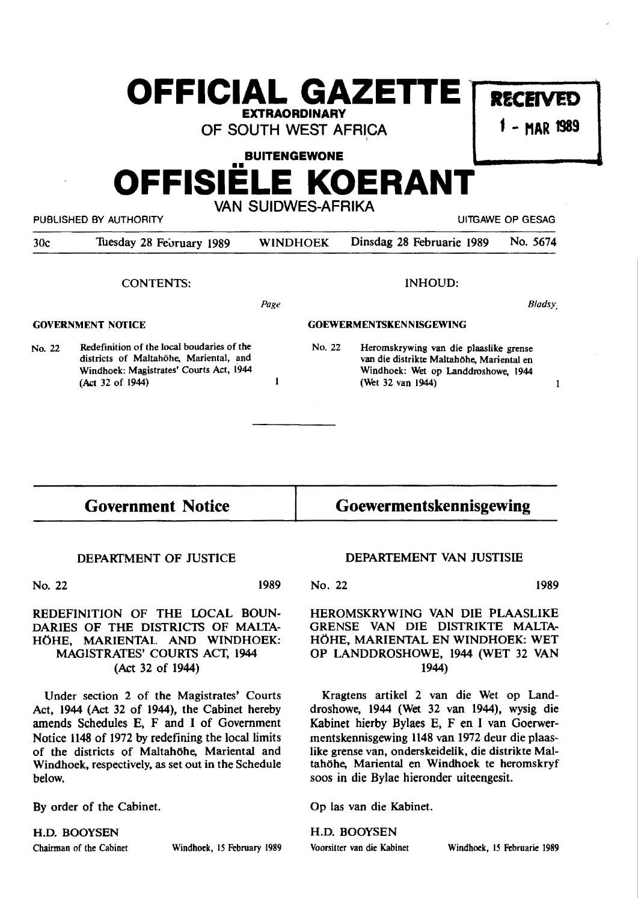# OFFICIAL GAZETTE

**EXTRAORDINARY**

OF SOUTH WEST AFRICA

RECEIVED
1 - MAR 1989

**BUITENGEWONE**

# OFFISIËLE KOERANT

VAN SUIDWES-AFRIKA

PUBLISHED BY AUTHORITY — UITGAWE OP GESAG

| 30c | Tuesday 28 February 1989 | WINDHOEK | Dinsdag 28 Februarie 1989 | No. 5674 |
|---|---|---|---|---|

CONTENTS:

| | | Page |
|---|---|---|
| **GOVERNMENT NOTICE** | | |
| No. 22 | Redefinition of the local boudaries of the districts of Maltahöhe, Mariental, and Windhoek: Magistrates' Courts Act, 1944 (Act 32 of 1944) | 1 |

INHOUD:

| | | Bladsy |
|---|---|---|
| **GOEWERMENTSKENNISGEWING** | | |
| No. 22 | Heromskrywing van die plaaslike grense van die distrikte Maltahöhe, Mariental en Windhoek: Wet op Landdroshowe, 1944 (Wet 32 van 1944) | 1 |

## Government Notice

DEPARTMENT OF JUSTICE

No. 22 1989

REDEFINITION OF THE LOCAL BOUNDARIES OF THE DISTRICTS OF MALTAHÖHE, MARIENTAL AND WINDHOEK: MAGISTRATES' COURTS ACT, 1944 (Act 32 of 1944)

Under section 2 of the Magistrates' Courts Act, 1944 (Act 32 of 1944), the Cabinet hereby amends Schedules E, F and I of Government Notice 1148 of 1972 by redefining the local limits of the districts of Maltahöhe, Mariental and Windhoek, respectively, as set out in the Schedule below.

By order of the Cabinet.

H.D. BOOYSEN
Chairman of the Cabinet — Windhoek, 15 February 1989

## Goewermentskennisgewing

DEPARTEMENT VAN JUSTISIE

No. 22 1989

HEROMSKRYWING VAN DIE PLAASLIKE GRENSE VAN DIE DISTRIKTE MALTAHÖHE, MARIENTAL EN WINDHOEK: WET OP LANDDROSHOWE, 1944 (WET 32 VAN 1944)

Kragtens artikel 2 van die Wet op Landdroshowe, 1944 (Wet 32 van 1944), wysig die Kabinet hierby Bylaes E, F en I van Goewermentskennisgewing 1148 van 1972 deur die plaaslike grense van, onderskeidelik, die distrikte Maltahöhe, Mariental en Windhoek te heromskryf soos in die Bylae hieronder uiteengesit.

Op las van die Kabinet.

H.D. BOOYSEN
Voorsitter van die Kabinet — Windhoek, 15 Februarie 1989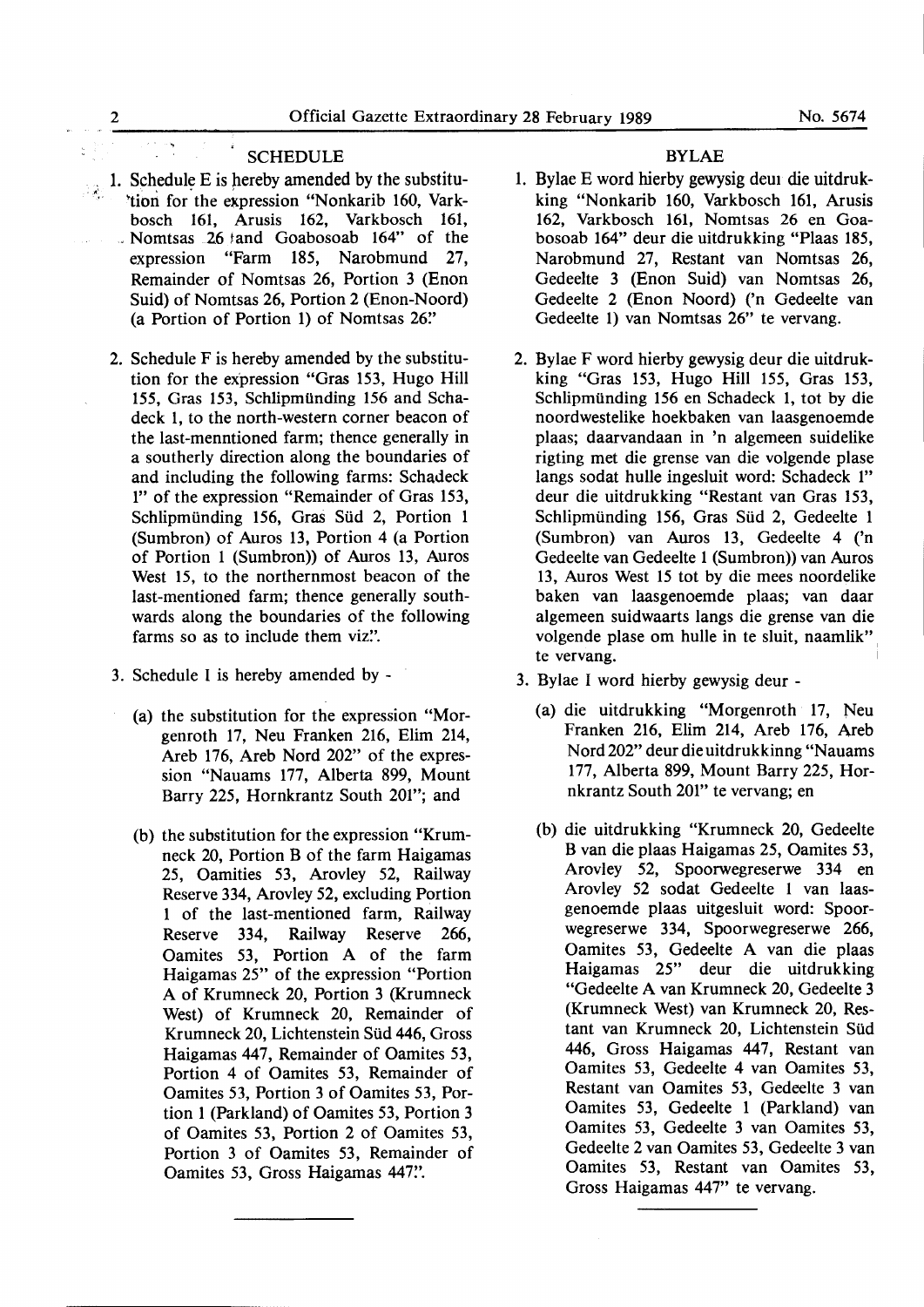## SCHEDULE

1. Schedule E is hereby amended by the substitution for the expression "Nonkarib 160, Varkbosch 161, Arusis 162, Varkbosch 161, Nomtsas 26 and Goabosoab 164" of the expression "Farm 185, Narobmund 27, Remainder of Nomtsas 26, Portion 3 (Enon Suid) of Nomtsas 26, Portion 2 (Enon-Noord) (a Portion of Portion 1) of Nomtsas 26."

2. Schedule F is hereby amended by the substitution for the expression "Gras 153, Hugo Hill 155, Gras 153, Schlipmünding 156 and Schadeck 1, to the north-western corner beacon of the last-menntioned farm; thence generally in a southerly direction along the boundaries of and including the following farms: Schadeck 1" of the expression "Remainder of Gras 153, Schlipmünding 156, Gras Süd 2, Portion 1 (Sumbron) of Auros 13, Portion 4 (a Portion of Portion 1 (Sumbron)) of Auros 13, Auros West 15, to the northernmost beacon of the last-mentioned farm; thence generally southwards along the boundaries of the following farms so as to include them viz:".

3. Schedule I is hereby amended by -

   (a) the substitution for the expression "Morgenroth 17, Neu Franken 216, Elim 214, Areb 176, Areb Nord 202" of the expression "Nauams 177, Alberta 899, Mount Barry 225, Hornkrantz South 201"; and

   (b) the substitution for the expression "Krumneck 20, Portion B of the farm Haigamas 25, Oamities 53, Arovley 52, Railway Reserve 334, Arovley 52, excluding Portion 1 of the last-mentioned farm, Railway Reserve 334, Railway Reserve 266, Oamites 53, Portion A of the farm Haigamas 25" of the expression "Portion A of Krumneck 20, Portion 3 (Krumneck West) of Krumneck 20, Remainder of Krumneck 20, Lichtenstein Süd 446, Gross Haigamas 447, Remainder of Oamites 53, Portion 4 of Oamites 53, Remainder of Oamites 53, Portion 3 of Oamites 53, Portion 1 (Parkland) of Oamites 53, Portion 3 of Oamites 53, Portion 2 of Oamites 53, Portion 3 of Oamites 53, Remainder of Oamites 53, Gross Haigamas 447.".

---

## BYLAE

1. Bylae E word hierby gewysig deur die uitdrukking "Nonkarib 160, Varkbosch 161, Arusis 162, Varkbosch 161, Nomtsas 26 en Goabosoab 164" deur die uitdrukking "Plaas 185, Narobmund 27, Restant van Nomtsas 26, Gedeelte 3 (Enon Suid) van Nomtsas 26, Gedeelte 2 (Enon Noord) ('n Gedeelte van Gedeelte 1) van Nomtsas 26" te vervang.

2. Bylae F word hierby gewysig deur die uitdrukking "Gras 153, Hugo Hill 155, Gras 153, Schlipmünding 156 en Schadeck 1, tot by die noordwestelike hoekbaken van laasgenoemde plaas; daarvandaan in 'n algemeen suidelike rigting met die grense van die volgende plase langs sodat hulle ingesluit word: Schadeck 1" deur die uitdrukking "Restant van Gras 153, Schlipmünding 156, Gras Süd 2, Gedeelte 1 (Sumbron) van Auros 13, Gedeelte 4 ('n Gedeelte van Gedeelte 1 (Sumbron)) van Auros 13, Auros West 15 tot by die mees noordelike baken van laasgenoemde plaas; van daar algemeen suidwaarts langs die grense van die volgende plase om hulle in te sluit, naamlik" te vervang.

3. Bylae I word hierby gewysig deur -

   (a) die uitdrukking "Morgenroth 17, Neu Franken 216, Elim 214, Areb 176, Areb Nord 202" deur die uitdrukkinng "Nauams 177, Alberta 899, Mount Barry 225, Hornkrantz South 201" te vervang; en

   (b) die uitdrukking "Krumneck 20, Gedeelte B van die plaas Haigamas 25, Oamites 53, Arovley 52, Spoorwegreserwe 334 en Arovley 52 sodat Gedeelte 1 van laasgenoemde plaas uitgesluit word: Spoorwegreserwe 334, Spoorwegreserwe 266, Oamites 53, Gedeelte A van die plaas Haigamas 25" deur die uitdrukking "Gedeelte A van Krumneck 20, Gedeelte 3 (Krumneck West) van Krumneck 20, Restant van Krumneck 20, Lichtenstein Süd 446, Gross Haigamas 447, Restant van Oamites 53, Gedeelte 4 van Oamites 53, Restant van Oamites 53, Gedeelte 3 van Oamites 53, Gedeelte 1 (Parkland) van Oamites 53, Gedeelte 3 van Oamites 53, Gedeelte 2 van Oamites 53, Gedeelte 3 van Oamites 53, Restant van Oamites 53, Gross Haigamas 447" te vervang.